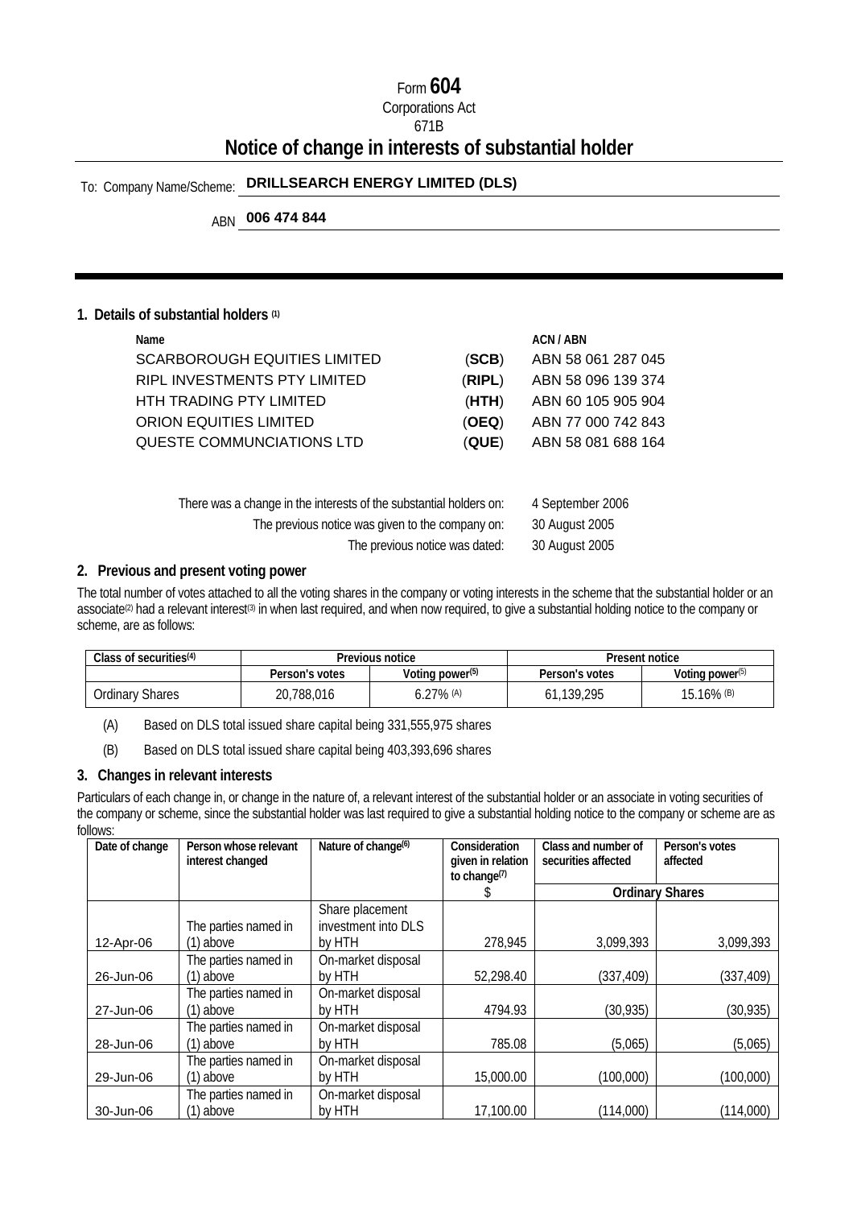Form **604**

Corporations Act

671B

# Notice of change in interests of substantial holder

To: Company Name/Scheme: **DRILLSEARCH ENERGY LIMITED (DLS)**

ABN **006 474 844**

## 1. Details of substantial holders [(1)]

| Name | | ACN / ABN |
|---|---|---|
| SCARBOROUGH EQUITIES LIMITED | (**SCB**) | ABN 58 061 287 045 |
| RIPL INVESTMENTS PTY LIMITED | (**RIPL**) | ABN 58 096 139 374 |
| HTH TRADING PTY LIMITED | (**HTH**) | ABN 60 105 905 904 |
| ORION EQUITIES LIMITED | (**OEQ**) | ABN 77 000 742 843 |
| QUESTE COMMUNCIATIONS LTD | (**QUE**) | ABN 58 081 688 164 |

There was a change in the interests of the substantial holders on: 4 September 2006

The previous notice was given to the company on: 30 August 2005

The previous notice was dated: 30 August 2005

## 2. Previous and present voting power

The total number of votes attached to all the voting shares in the company or voting interests in the scheme that the substantial holder or an associate[(2)] had a relevant interest[(3)] in when last required, and when now required, to give a substantial holding notice to the company or scheme, are as follows:

| Class of securities[(4)] | Previous notice | | Present notice | |
|---|---|---|---|---|
| | Person's votes | Voting power[(5)] | Person's votes | Voting power[(5)] |
| Ordinary Shares | 20,788,016 | 6.27% [(A)] | 61,139,295 | 15.16% [(B)] |

(A) Based on DLS total issued share capital being 331,555,975 shares

(B) Based on DLS total issued share capital being 403,393,696 shares

## 3. Changes in relevant interests

Particulars of each change in, or change in the nature of, a relevant interest of the substantial holder or an associate in voting securities of the company or scheme, since the substantial holder was last required to give a substantial holding notice to the company or scheme are as follows:

| Date of change | Person whose relevant interest changed | Nature of change[(6)] | Consideration given in relation to change[(7)] | Class and number of securities affected | Person's votes affected |
|---|---|---|---|---|---|
| | | | $ | Ordinary Shares | |
| 12-Apr-06 | The parties named in (1) above | Share placement investment into DLS by HTH | 278,945 | 3,099,393 | 3,099,393 |
| 26-Jun-06 | The parties named in (1) above | On-market disposal by HTH | 52,298.40 | (337,409) | (337,409) |
| 27-Jun-06 | The parties named in (1) above | On-market disposal by HTH | 4794.93 | (30,935) | (30,935) |
| 28-Jun-06 | The parties named in (1) above | On-market disposal by HTH | 785.08 | (5,065) | (5,065) |
| 29-Jun-06 | The parties named in (1) above | On-market disposal by HTH | 15,000.00 | (100,000) | (100,000) |
| 30-Jun-06 | The parties named in (1) above | On-market disposal by HTH | 17,100.00 | (114,000) | (114,000) |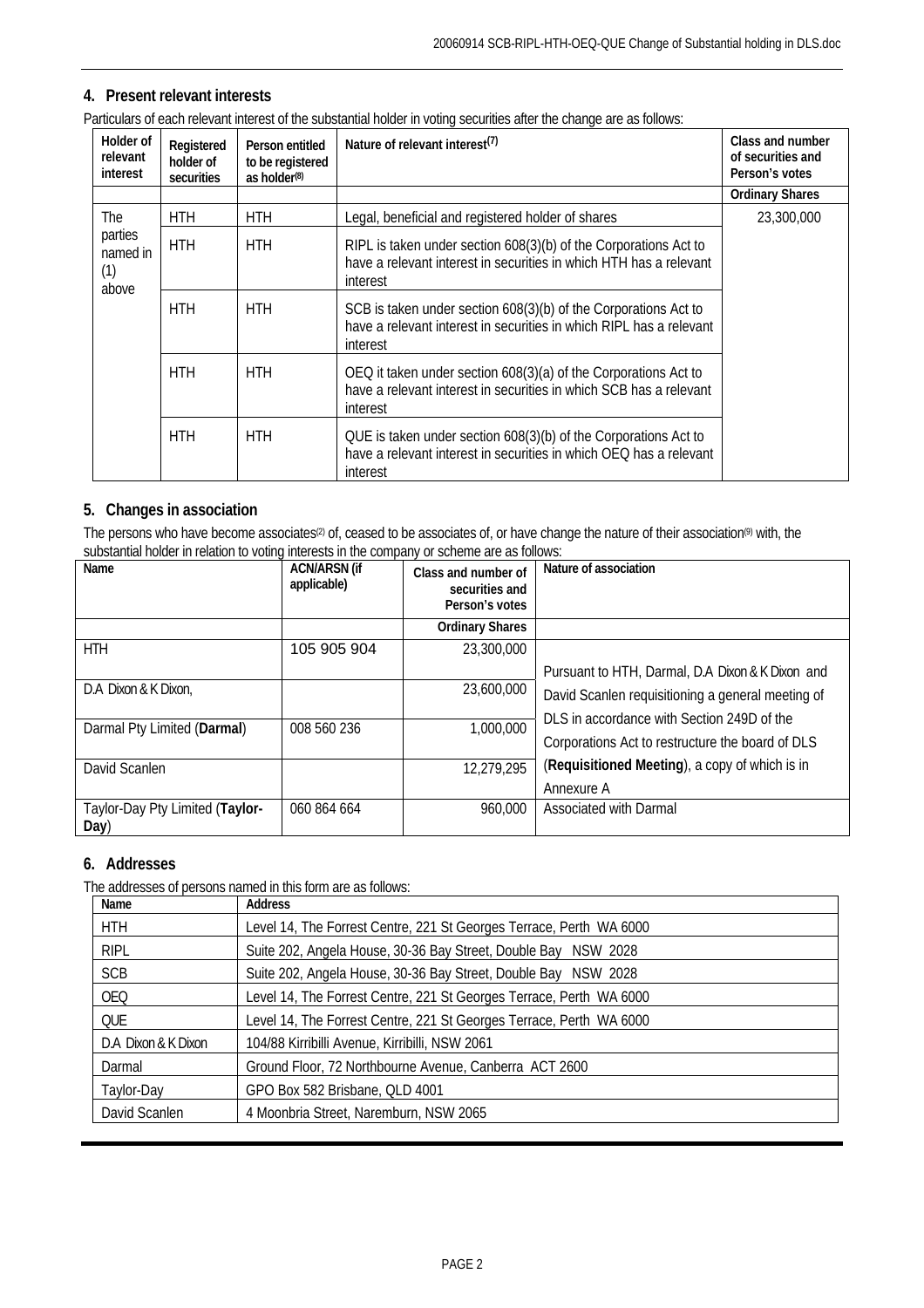## 4. Present relevant interests

Particulars of each relevant interest of the substantial holder in voting securities after the change are as follows:

| Holder of relevant interest | Registered holder of securities | Person entitled to be registered as holder[8] | Nature of relevant interest[7] | Class and number of securities and Person's votes |
|---|---|---|---|---|
| | | | | **Ordinary Shares** |
| The parties named in (1) above | HTH | HTH | Legal, beneficial and registered holder of shares | 23,300,000 |
| | HTH | HTH | RIPL is taken under section 608(3)(b) of the Corporations Act to have a relevant interest in securities in which HTH has a relevant interest | |
| | HTH | HTH | SCB is taken under section 608(3)(b) of the Corporations Act to have a relevant interest in securities in which RIPL has a relevant interest | |
| | HTH | HTH | OEQ it taken under section 608(3)(a) of the Corporations Act to have a relevant interest in securities in which SCB has a relevant interest | |
| | HTH | HTH | QUE is taken under section 608(3)(b) of the Corporations Act to have a relevant interest in securities in which OEQ has a relevant interest | |

## 5. Changes in association

The persons who have become associates[2] of, ceased to be associates of, or have change the nature of their association[9] with, the substantial holder in relation to voting interests in the company or scheme are as follows:

| Name | ACN/ARSN (if applicable) | Class and number of securities and Person's votes | Nature of association |
|---|---|---|---|
| | | **Ordinary Shares** | |
| HTH | 105 905 904 | 23,300,000 | Pursuant to HTH, Darmal, D.A Dixon & K Dixon and David Scanlen requisitioning a general meeting of DLS in accordance with Section 249D of the Corporations Act to restructure the board of DLS (**Requisitioned Meeting**), a copy of which is in Annexure A |
| D.A Dixon & K Dixon, | | 23,600,000 | |
| Darmal Pty Limited (**Darmal**) | 008 560 236 | 1,000,000 | |
| David Scanlen | | 12,279,295 | |
| Taylor-Day Pty Limited (**Taylor-Day**) | 060 864 664 | 960,000 | Associated with Darmal |

## 6. Addresses

The addresses of persons named in this form are as follows:

| Name | Address |
|---|---|
| HTH | Level 14, The Forrest Centre, 221 St Georges Terrace, Perth WA 6000 |
| RIPL | Suite 202, Angela House, 30-36 Bay Street, Double Bay NSW 2028 |
| SCB | Suite 202, Angela House, 30-36 Bay Street, Double Bay NSW 2028 |
| OEQ | Level 14, The Forrest Centre, 221 St Georges Terrace, Perth WA 6000 |
| QUE | Level 14, The Forrest Centre, 221 St Georges Terrace, Perth WA 6000 |
| D.A Dixon & K Dixon | 104/88 Kirribilli Avenue, Kirribilli, NSW 2061 |
| Darmal | Ground Floor, 72 Northbourne Avenue, Canberra ACT 2600 |
| Taylor-Day | GPO Box 582 Brisbane, QLD 4001 |
| David Scanlen | 4 Moonbria Street, Naremburn, NSW 2065 |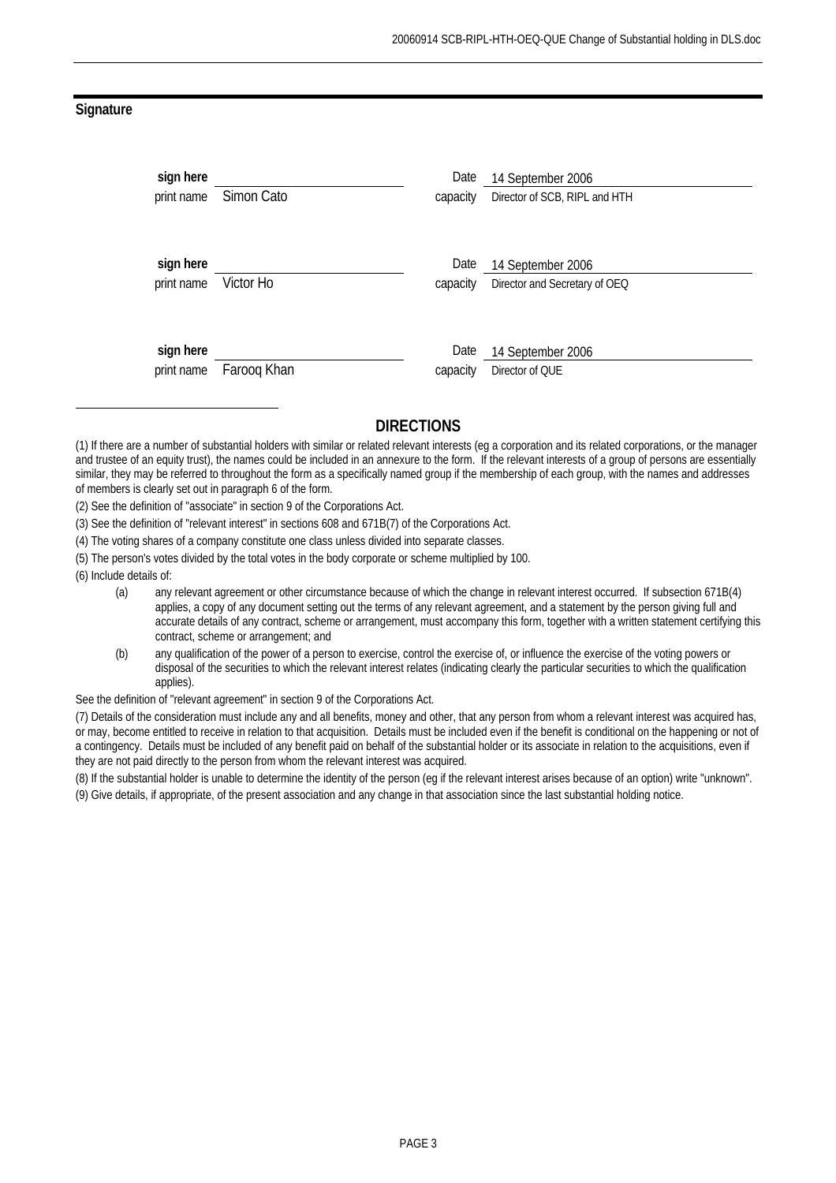## Signature

| | | | |
|---|---|---|---|
| **sign here** | | Date | 14 September 2006 |
| print name | Simon Cato | capacity | Director of SCB, RIPL and HTH |
| **sign here** | | Date | 14 September 2006 |
| print name | Victor Ho | capacity | Director and Secretary of OEQ |
| **sign here** | | Date | 14 September 2006 |
| print name | Farooq Khan | capacity | Director of QUE |

## DIRECTIONS

(1) If there are a number of substantial holders with similar or related relevant interests (eg a corporation and its related corporations, or the manager and trustee of an equity trust), the names could be included in an annexure to the form. If the relevant interests of a group of persons are essentially similar, they may be referred to throughout the form as a specifically named group if the membership of each group, with the names and addresses of members is clearly set out in paragraph 6 of the form.

(2) See the definition of "associate" in section 9 of the Corporations Act.

(3) See the definition of "relevant interest" in sections 608 and 671B(7) of the Corporations Act.

(4) The voting shares of a company constitute one class unless divided into separate classes.

(5) The person's votes divided by the total votes in the body corporate or scheme multiplied by 100.

(6) Include details of:

(a) any relevant agreement or other circumstance because of which the change in relevant interest occurred. If subsection 671B(4) applies, a copy of any document setting out the terms of any relevant agreement, and a statement by the person giving full and accurate details of any contract, scheme or arrangement, must accompany this form, together with a written statement certifying this contract, scheme or arrangement; and

(b) any qualification of the power of a person to exercise, control the exercise of, or influence the exercise of the voting powers or disposal of the securities to which the relevant interest relates (indicating clearly the particular securities to which the qualification applies).

See the definition of "relevant agreement" in section 9 of the Corporations Act.

(7) Details of the consideration must include any and all benefits, money and other, that any person from whom a relevant interest was acquired has, or may, become entitled to receive in relation to that acquisition. Details must be included even if the benefit is conditional on the happening or not of a contingency. Details must be included of any benefit paid on behalf of the substantial holder or its associate in relation to the acquisitions, even if they are not paid directly to the person from whom the relevant interest was acquired.

(8) If the substantial holder is unable to determine the identity of the person (eg if the relevant interest arises because of an option) write "unknown".

(9) Give details, if appropriate, of the present association and any change in that association since the last substantial holding notice.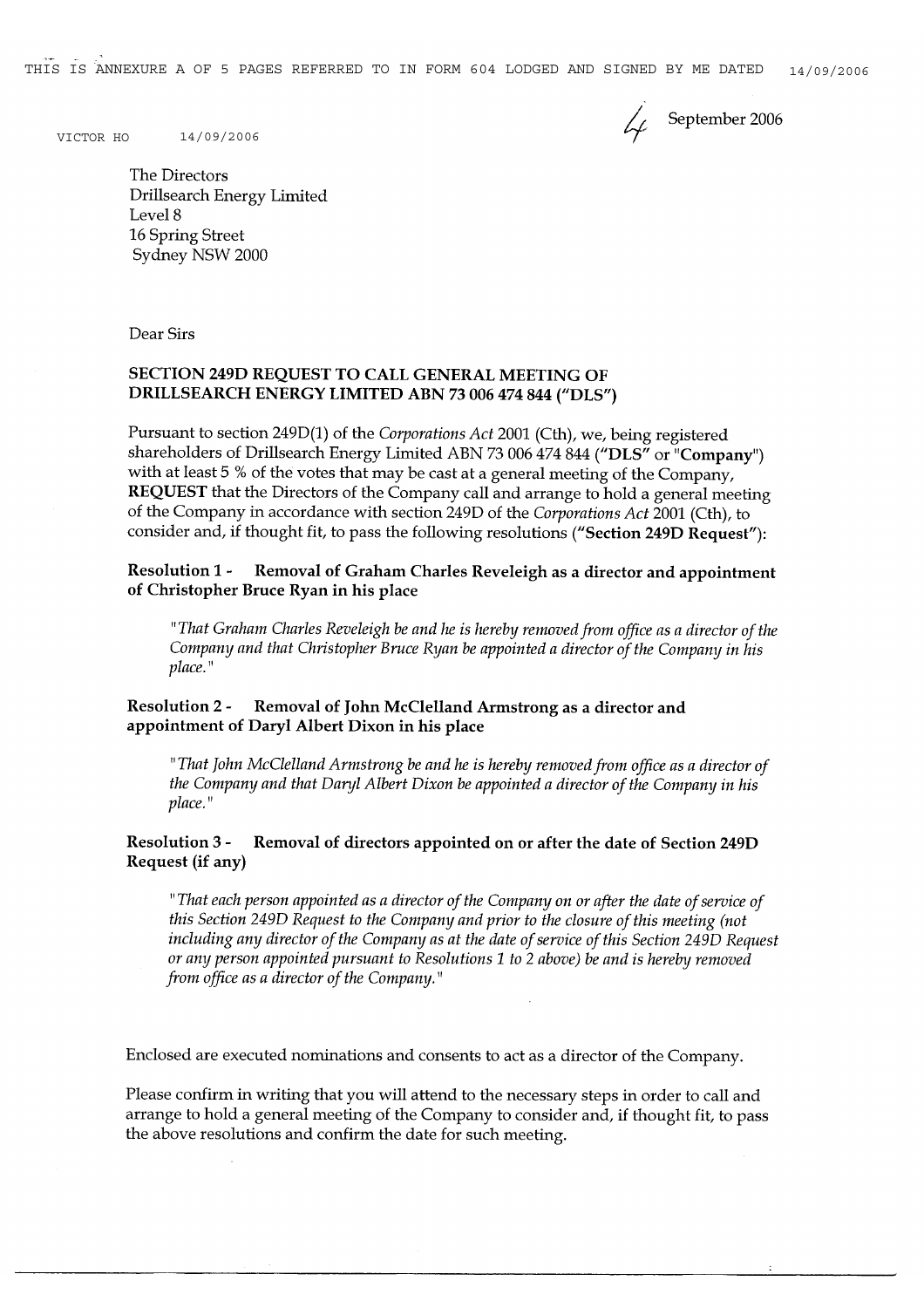THIS IS ANNEXURE A OF 5 PAGES REFERRED TO IN FORM 604 LODGED AND SIGNED BY ME DATED 14/09/2006

VICTOR HO 14/09/2006

4 September 2006

The Directors
Drillsearch Energy Limited
Level 8
16 Spring Street
Sydney NSW 2000

Dear Sirs

**SECTION 249D REQUEST TO CALL GENERAL MEETING OF DRILLSEARCH ENERGY LIMITED ABN 73 006 474 844 ("DLS")**

Pursuant to section 249D(1) of the *Corporations Act* 2001 (Cth), we, being registered shareholders of Drillsearch Energy Limited ABN 73 006 474 844 (**"DLS"** or **"Company"**) with at least 5 % of the votes that may be cast at a general meeting of the Company, **REQUEST** that the Directors of the Company call and arrange to hold a general meeting of the Company in accordance with section 249D of the *Corporations Act* 2001 (Cth), to consider and, if thought fit, to pass the following resolutions (**"Section 249D Request"**):

**Resolution 1 - Removal of Graham Charles Reveleigh as a director and appointment of Christopher Bruce Ryan in his place**

*"That Graham Charles Reveleigh be and he is hereby removed from office as a director of the Company and that Christopher Bruce Ryan be appointed a director of the Company in his place."*

**Resolution 2 - Removal of John McClelland Armstrong as a director and appointment of Daryl Albert Dixon in his place**

*"That John McClelland Armstrong be and he is hereby removed from office as a director of the Company and that Daryl Albert Dixon be appointed a director of the Company in his place."*

**Resolution 3 - Removal of directors appointed on or after the date of Section 249D Request (if any)**

*"That each person appointed as a director of the Company on or after the date of service of this Section 249D Request to the Company and prior to the closure of this meeting (not including any director of the Company as at the date of service of this Section 249D Request or any person appointed pursuant to Resolutions 1 to 2 above) be and is hereby removed from office as a director of the Company."*

Enclosed are executed nominations and consents to act as a director of the Company.

Please confirm in writing that you will attend to the necessary steps in order to call and arrange to hold a general meeting of the Company to consider and, if thought fit, to pass the above resolutions and confirm the date for such meeting.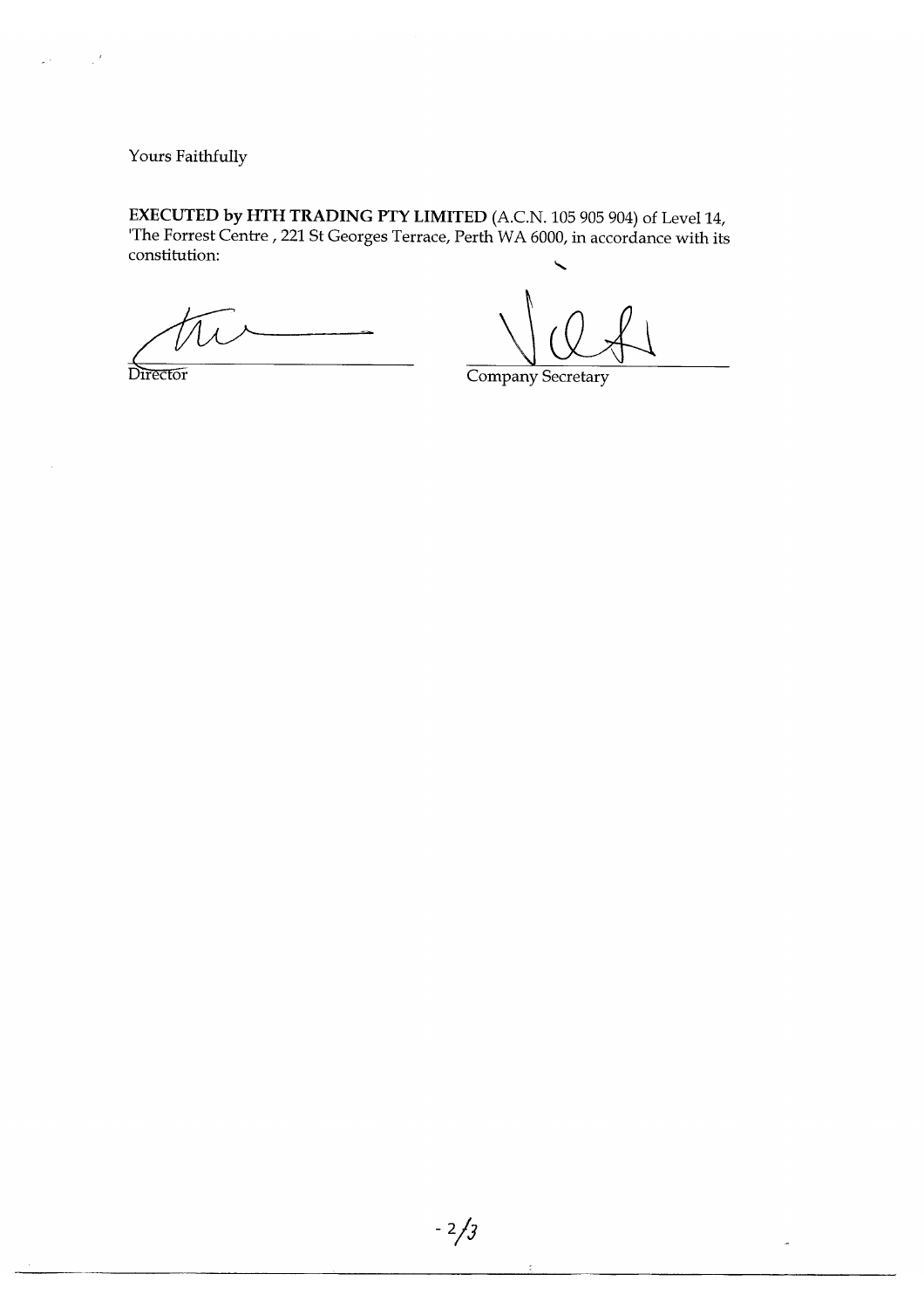Yours Faithfully

**EXECUTED by HTH TRADING PTY LIMITED** (A.C.N. 105 905 904) of Level 14, 'The Forrest Centre , 221 St Georges Terrace, Perth WA 6000, in accordance with its constitution:

Director

Company Secretary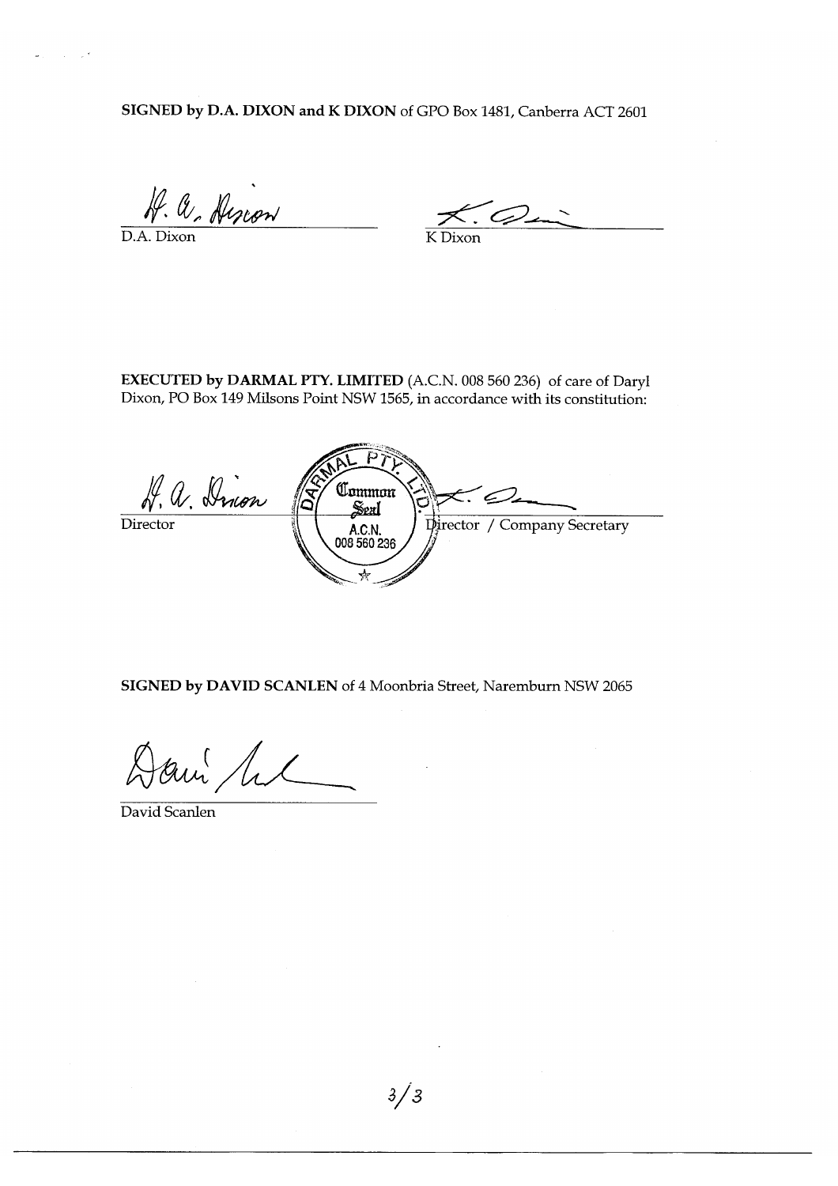**SIGNED by D.A. DIXON and K DIXON** of GPO Box 1481, Canberra ACT 2601

D.A. Dixon

K Dixon

**EXECUTED by DARMAL PTY. LIMITED** (A.C.N. 008 560 236) of care of Daryl Dixon, PO Box 149 Milsons Point NSW 1565, in accordance with its constitution:

DARMAL PTY. LTD. Common Seal A.C.N. 008 560 236

Director

Director / Company Secretary

**SIGNED by DAVID SCANLEN** of 4 Moonbria Street, Naremburn NSW 2065

David Scanlen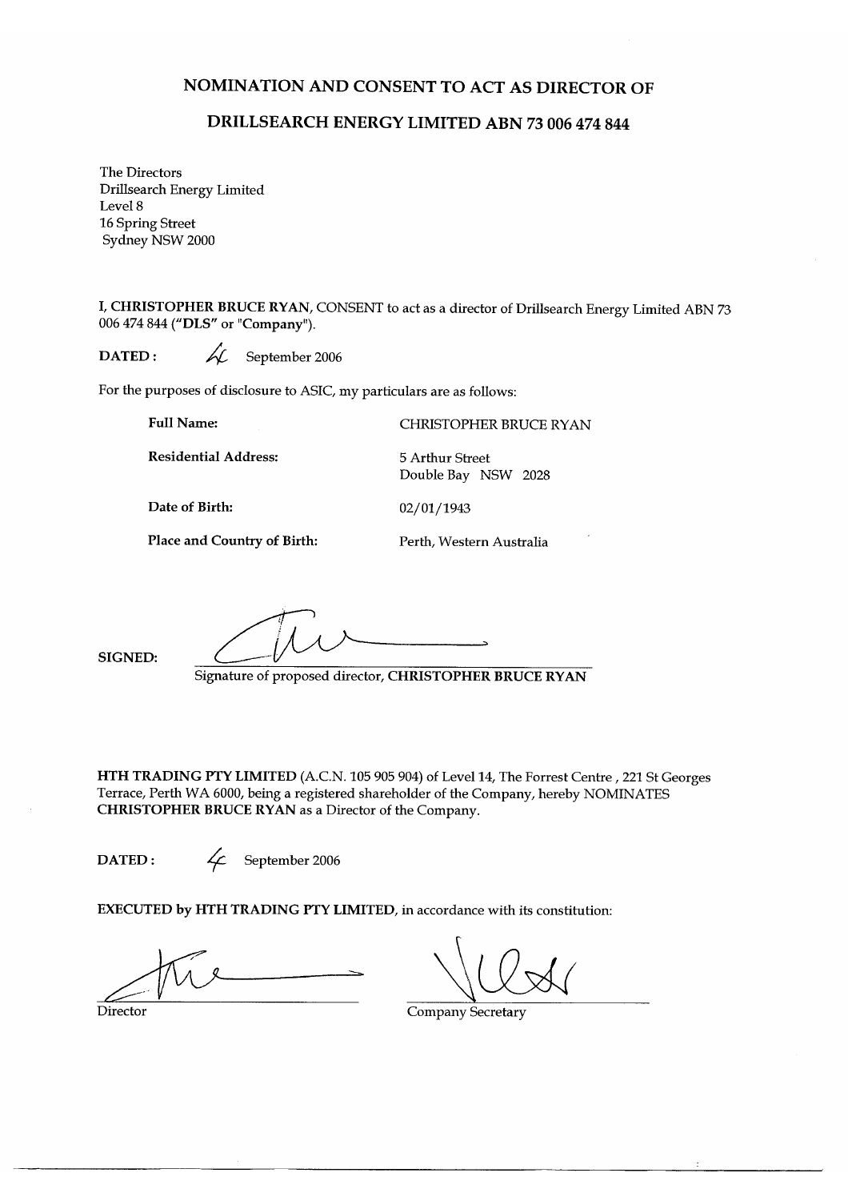# NOMINATION AND CONSENT TO ACT AS DIRECTOR OF

## DRILLSEARCH ENERGY LIMITED ABN 73 006 474 844

The Directors
Drillsearch Energy Limited
Level 8
16 Spring Street
Sydney NSW 2000

**I, CHRISTOPHER BRUCE RYAN**, CONSENT to act as a director of Drillsearch Energy Limited ABN 73 006 474 844 (**"DLS"** or "**Company**").

**DATED :** 4 September 2006

For the purposes of disclosure to ASIC, my particulars are as follows:

| | |
|---|---|
| **Full Name:** | CHRISTOPHER BRUCE RYAN |
| **Residential Address:** | 5 Arthur Street<br>Double Bay NSW 2028 |
| **Date of Birth:** | 02/01/1943 |
| **Place and Country of Birth:** | Perth, Western Australia |

**SIGNED:**

Signature of proposed director, **CHRISTOPHER BRUCE RYAN**

**HTH TRADING PTY LIMITED** (A.C.N. 105 905 904) of Level 14, The Forrest Centre , 221 St Georges Terrace, Perth WA 6000, being a registered shareholder of the Company, hereby NOMINATES **CHRISTOPHER BRUCE RYAN** as a Director of the Company.

**DATED :** 4 September 2006

**EXECUTED by HTH TRADING PTY LIMITED**, in accordance with its constitution:

Director

Company Secretary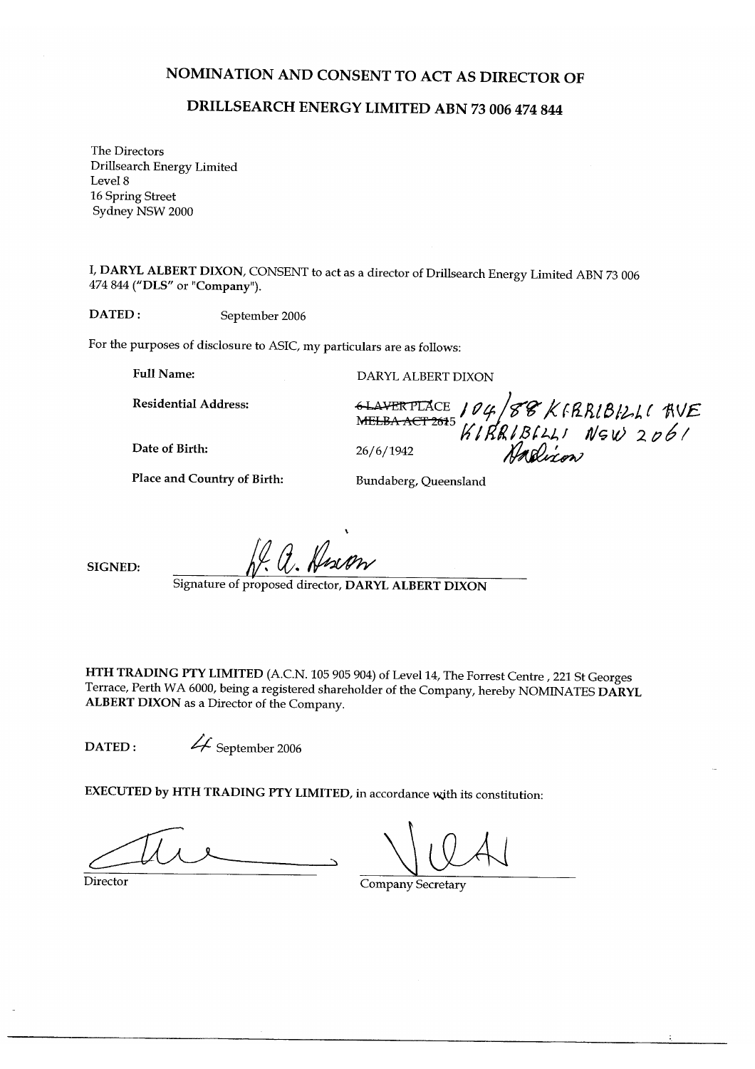# NOMINATION AND CONSENT TO ACT AS DIRECTOR OF

# DRILLSEARCH ENERGY LIMITED ABN 73 006 474 844

The Directors
Drillsearch Energy Limited
Level 8
16 Spring Street
Sydney NSW 2000

I, **DARYL ALBERT DIXON**, CONSENT to act as a director of Drillsearch Energy Limited ABN 73 006 474 844 (**"DLS"** or "**Company**").

**DATED :** September 2006

For the purposes of disclosure to ASIC, my particulars are as follows:

| | |
|---|---|
| **Full Name:** | DARYL ALBERT DIXON |
| **Residential Address:** | ~~6 LAVER PLACE MELBA ACT 2615~~ 104/88 KIRRIBILLI AVE KIRRIBILLI NSW 2061 DADixon |
| **Date of Birth:** | 26/6/1942 |
| **Place and Country of Birth:** | Bundaberg, Queensland |

**SIGNED:** D. A. Dixon
Signature of proposed director, **DARYL ALBERT DIXON**

**HTH TRADING PTY LIMITED** (A.C.N. 105 905 904) of Level 14, The Forrest Centre , 221 St Georges Terrace, Perth WA 6000, being a registered shareholder of the Company, hereby NOMINATES **DARYL ALBERT DIXON** as a Director of the Company.

**DATED :** 4 September 2006

**EXECUTED by HTH TRADING PTY LIMITED**, in accordance with its constitution:

Director

Company Secretary